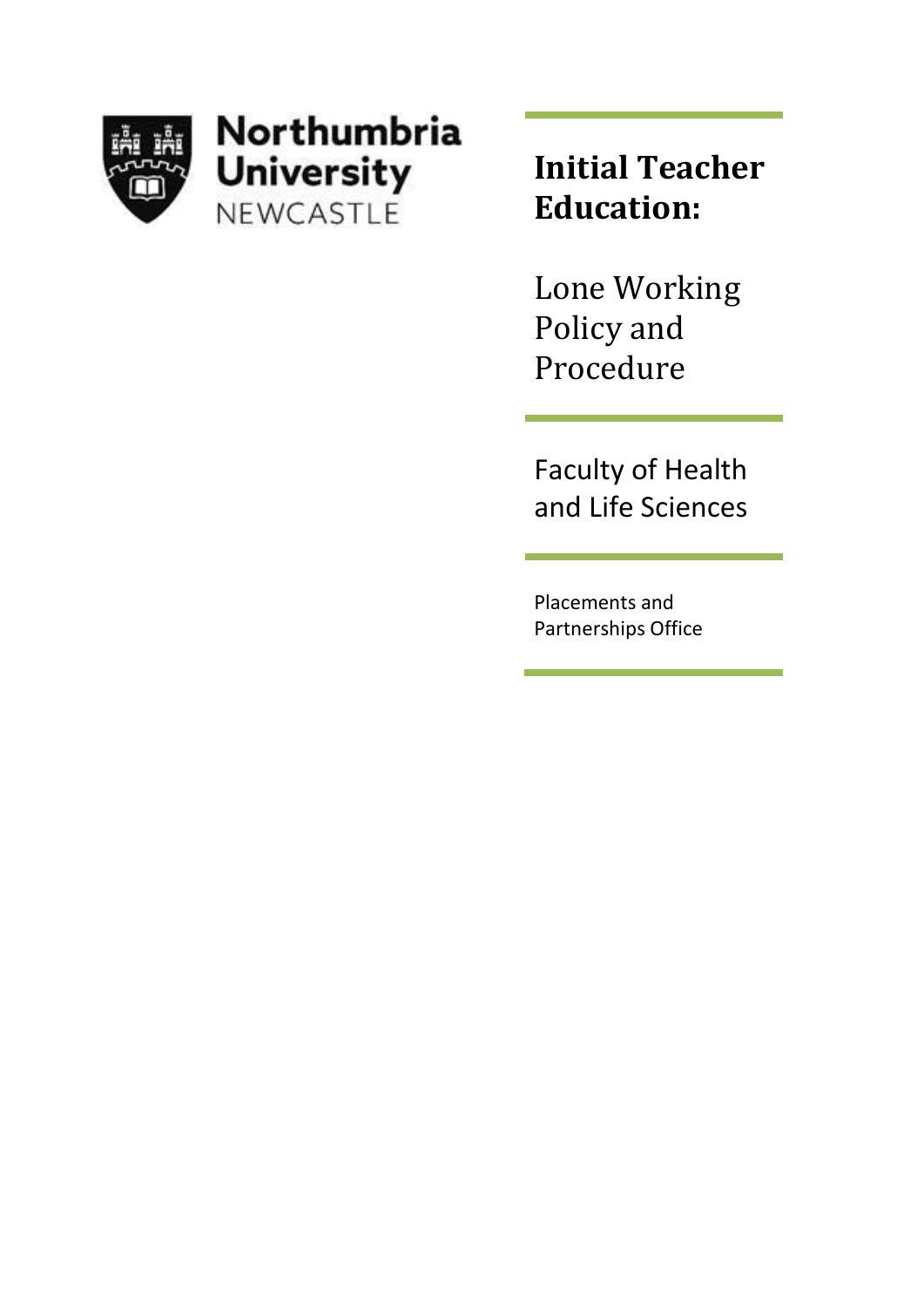Northumbria University
NEWCASTLE

# Initial Teacher Education:

## Lone Working Policy and Procedure

Faculty of Health and Life Sciences

Placements and Partnerships Office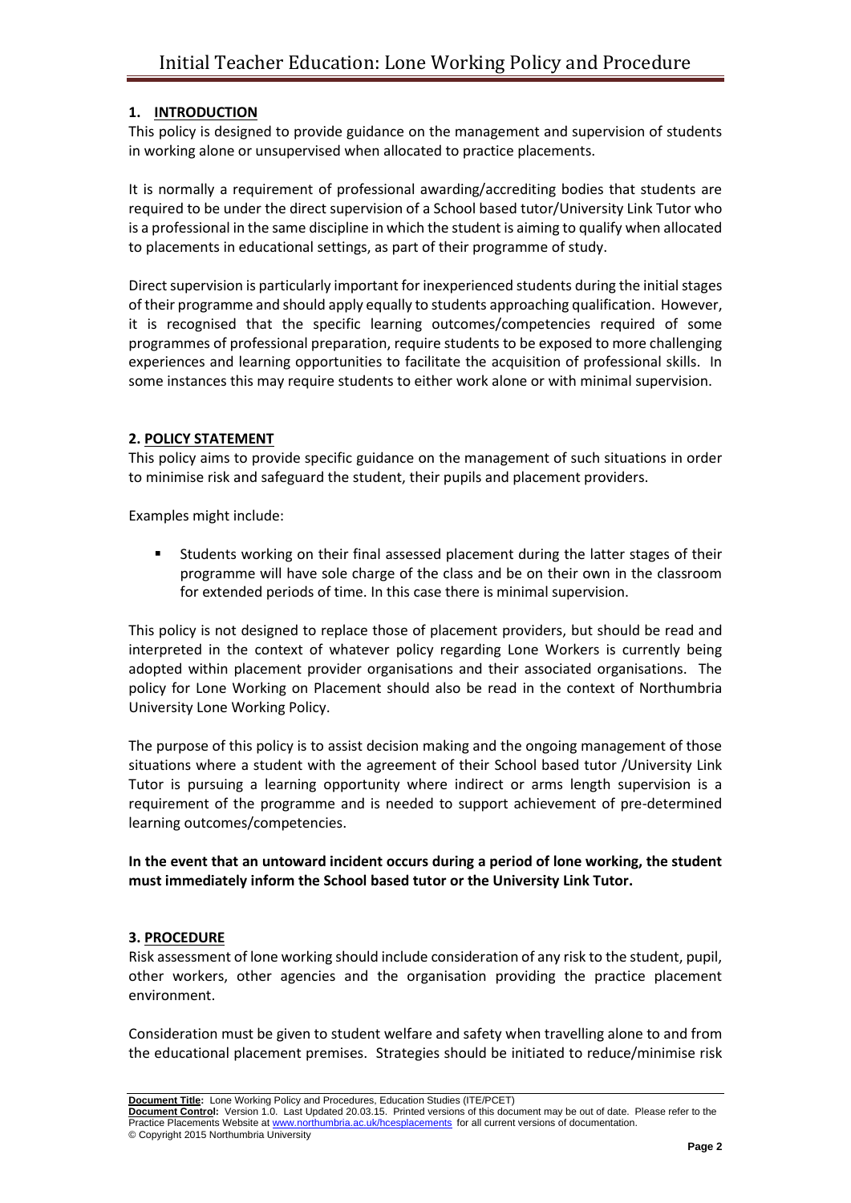## 1. INTRODUCTION

This policy is designed to provide guidance on the management and supervision of students in working alone or unsupervised when allocated to practice placements.

It is normally a requirement of professional awarding/accrediting bodies that students are required to be under the direct supervision of a School based tutor/University Link Tutor who is a professional in the same discipline in which the student is aiming to qualify when allocated to placements in educational settings, as part of their programme of study.

Direct supervision is particularly important for inexperienced students during the initial stages of their programme and should apply equally to students approaching qualification. However, it is recognised that the specific learning outcomes/competencies required of some programmes of professional preparation, require students to be exposed to more challenging experiences and learning opportunities to facilitate the acquisition of professional skills. In some instances this may require students to either work alone or with minimal supervision.

## 2. POLICY STATEMENT

This policy aims to provide specific guidance on the management of such situations in order to minimise risk and safeguard the student, their pupils and placement providers.

Examples might include:

- Students working on their final assessed placement during the latter stages of their programme will have sole charge of the class and be on their own in the classroom for extended periods of time. In this case there is minimal supervision.

This policy is not designed to replace those of placement providers, but should be read and interpreted in the context of whatever policy regarding Lone Workers is currently being adopted within placement provider organisations and their associated organisations. The policy for Lone Working on Placement should also be read in the context of Northumbria University Lone Working Policy.

The purpose of this policy is to assist decision making and the ongoing management of those situations where a student with the agreement of their School based tutor /University Link Tutor is pursuing a learning opportunity where indirect or arms length supervision is a requirement of the programme and is needed to support achievement of pre-determined learning outcomes/competencies.

**In the event that an untoward incident occurs during a period of lone working, the student must immediately inform the School based tutor or the University Link Tutor.**

## 3. PROCEDURE

Risk assessment of lone working should include consideration of any risk to the student, pupil, other workers, other agencies and the organisation providing the practice placement environment.

Consideration must be given to student welfare and safety when travelling alone to and from the educational placement premises. Strategies should be initiated to reduce/minimise risk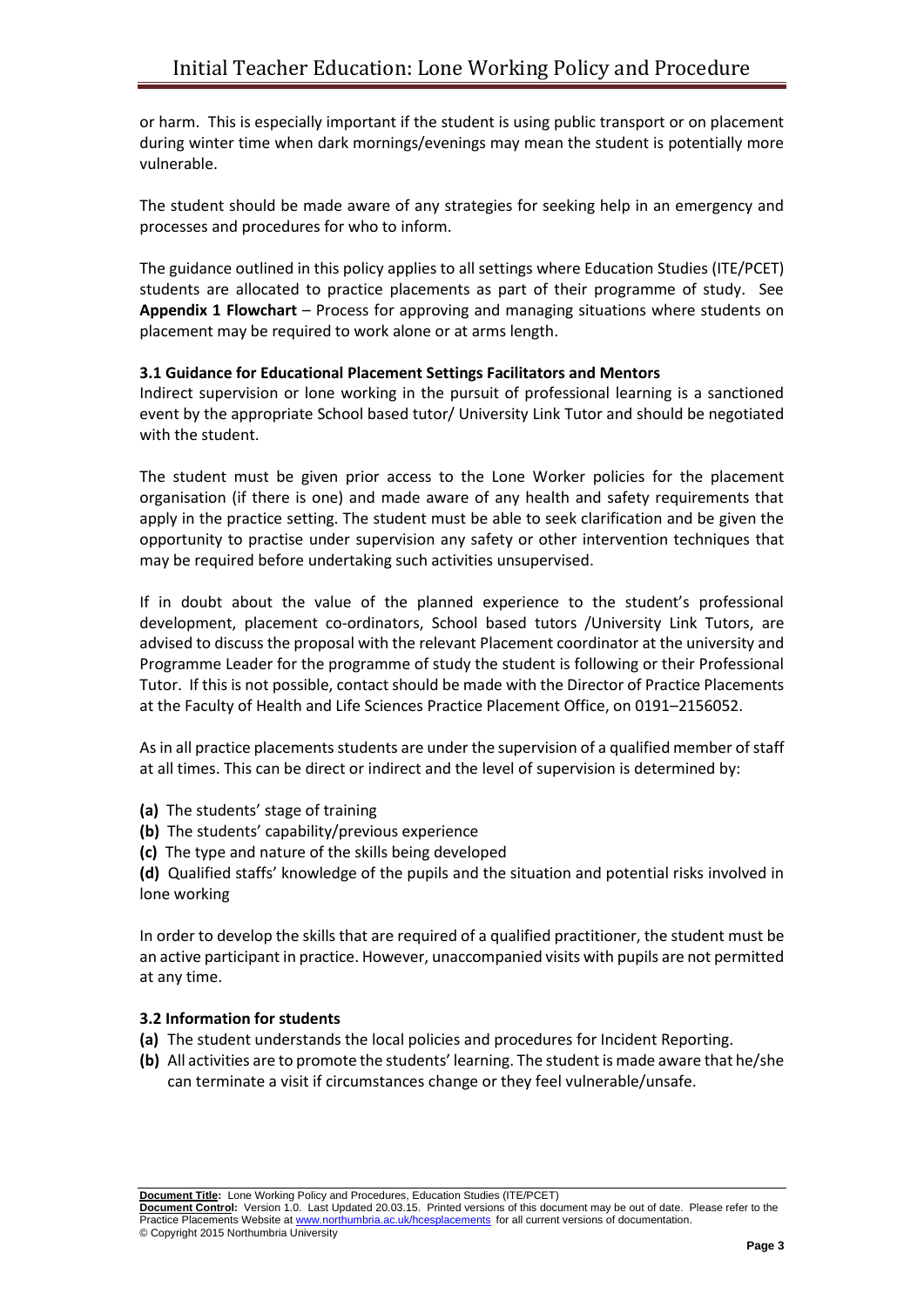or harm. This is especially important if the student is using public transport or on placement during winter time when dark mornings/evenings may mean the student is potentially more vulnerable.

The student should be made aware of any strategies for seeking help in an emergency and processes and procedures for who to inform.

The guidance outlined in this policy applies to all settings where Education Studies (ITE/PCET) students are allocated to practice placements as part of their programme of study. See **Appendix 1 Flowchart** – Process for approving and managing situations where students on placement may be required to work alone or at arms length.

### 3.1 Guidance for Educational Placement Settings Facilitators and Mentors

Indirect supervision or lone working in the pursuit of professional learning is a sanctioned event by the appropriate School based tutor/ University Link Tutor and should be negotiated with the student.

The student must be given prior access to the Lone Worker policies for the placement organisation (if there is one) and made aware of any health and safety requirements that apply in the practice setting. The student must be able to seek clarification and be given the opportunity to practise under supervision any safety or other intervention techniques that may be required before undertaking such activities unsupervised.

If in doubt about the value of the planned experience to the student's professional development, placement co-ordinators, School based tutors /University Link Tutors, are advised to discuss the proposal with the relevant Placement coordinator at the university and Programme Leader for the programme of study the student is following or their Professional Tutor. If this is not possible, contact should be made with the Director of Practice Placements at the Faculty of Health and Life Sciences Practice Placement Office, on 0191–2156052.

As in all practice placements students are under the supervision of a qualified member of staff at all times. This can be direct or indirect and the level of supervision is determined by:

**(a)** The students' stage of training
**(b)** The students' capability/previous experience
**(c)** The type and nature of the skills being developed
**(d)** Qualified staffs' knowledge of the pupils and the situation and potential risks involved in lone working

In order to develop the skills that are required of a qualified practitioner, the student must be an active participant in practice. However, unaccompanied visits with pupils are not permitted at any time.

### 3.2 Information for students

**(a)** The student understands the local policies and procedures for Incident Reporting.
**(b)** All activities are to promote the students' learning. The student is made aware that he/she can terminate a visit if circumstances change or they feel vulnerable/unsafe.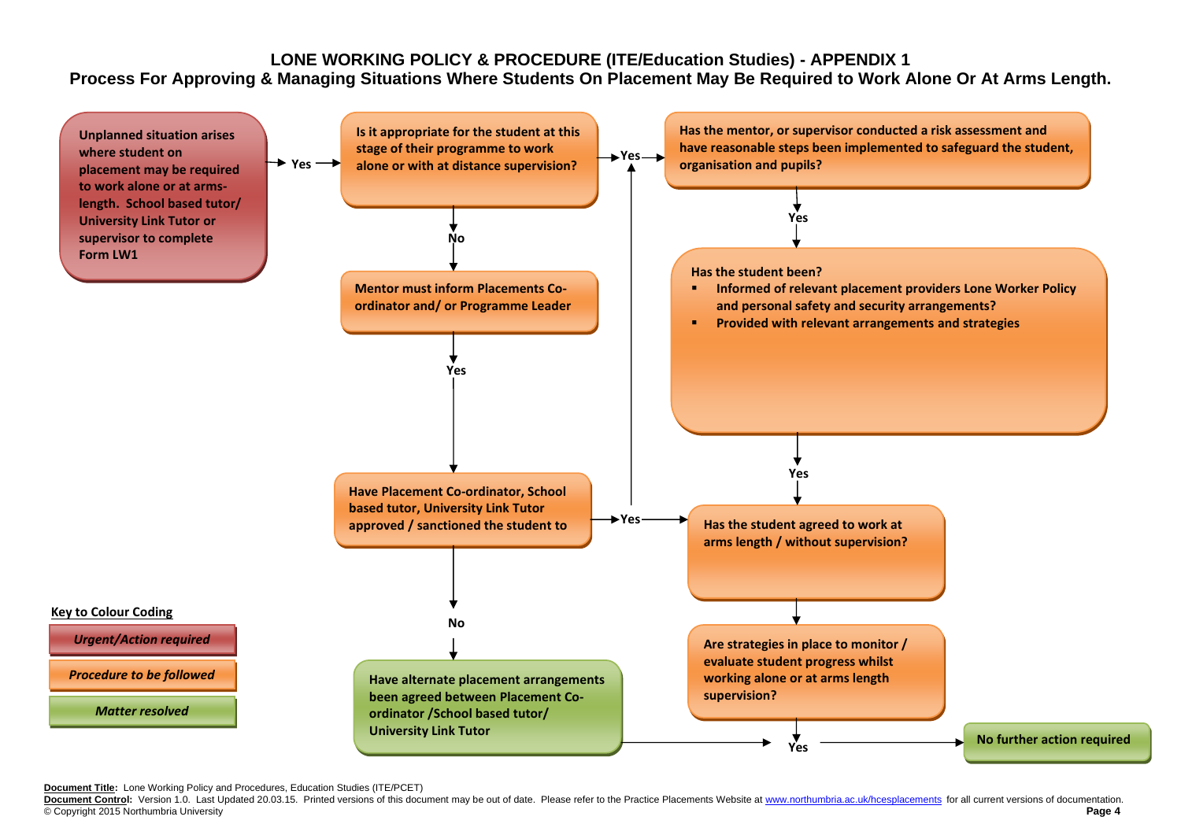# LONE WORKING POLICY & PROCEDURE (ITE/Education Studies) - APPENDIX 1

## Process For Approving & Managing Situations Where Students On Placement May Be Required to Work Alone Or At Arms Length.

**Unplanned situation arises where student on placement may be required to work alone or at arms-length. School based tutor/ University Link Tutor or supervisor to complete Form LW1**

Yes

**Is it appropriate for the student at this stage of their programme to work alone or with at distance supervision?**

Yes

**Has the mentor, or supervisor conducted a risk assessment and have reasonable steps been implemented to safeguard the student, organisation and pupils?**

No

**Mentor must inform Placements Co-ordinator and/ or Programme Leader**

Yes

**Has the student been?**

- **Informed of relevant placement providers Lone Worker Policy and personal safety and security arrangements?**
- **Provided with relevant arrangements and strategies**

Yes

**Have Placement Co-ordinator, School based tutor, University Link Tutor approved / sanctioned the student to**

Yes

**Has the student agreed to work at arms length / without supervision?**

No

**Are strategies in place to monitor / evaluate student progress whilst working alone or at arms length supervision?**

**Have alternate placement arrangements been agreed between Placement Co-ordinator /School based tutor/ University Link Tutor**

Yes

**No further action required**

**Key to Colour Coding**

- ***Urgent/Action required***
- ***Procedure to be followed***
- ***Matter resolved***

**Document Title:** Lone Working Policy and Procedures, Education Studies (ITE/PCET)

**Document Control:** Version 1.0. Last Updated 20.03.15. Printed versions of this document may be out of date. Please refer to the Practice Placements Website at www.northumbria.ac.uk/hcesplacements for all current versions of documentation.

© Copyright 2015 Northumbria University